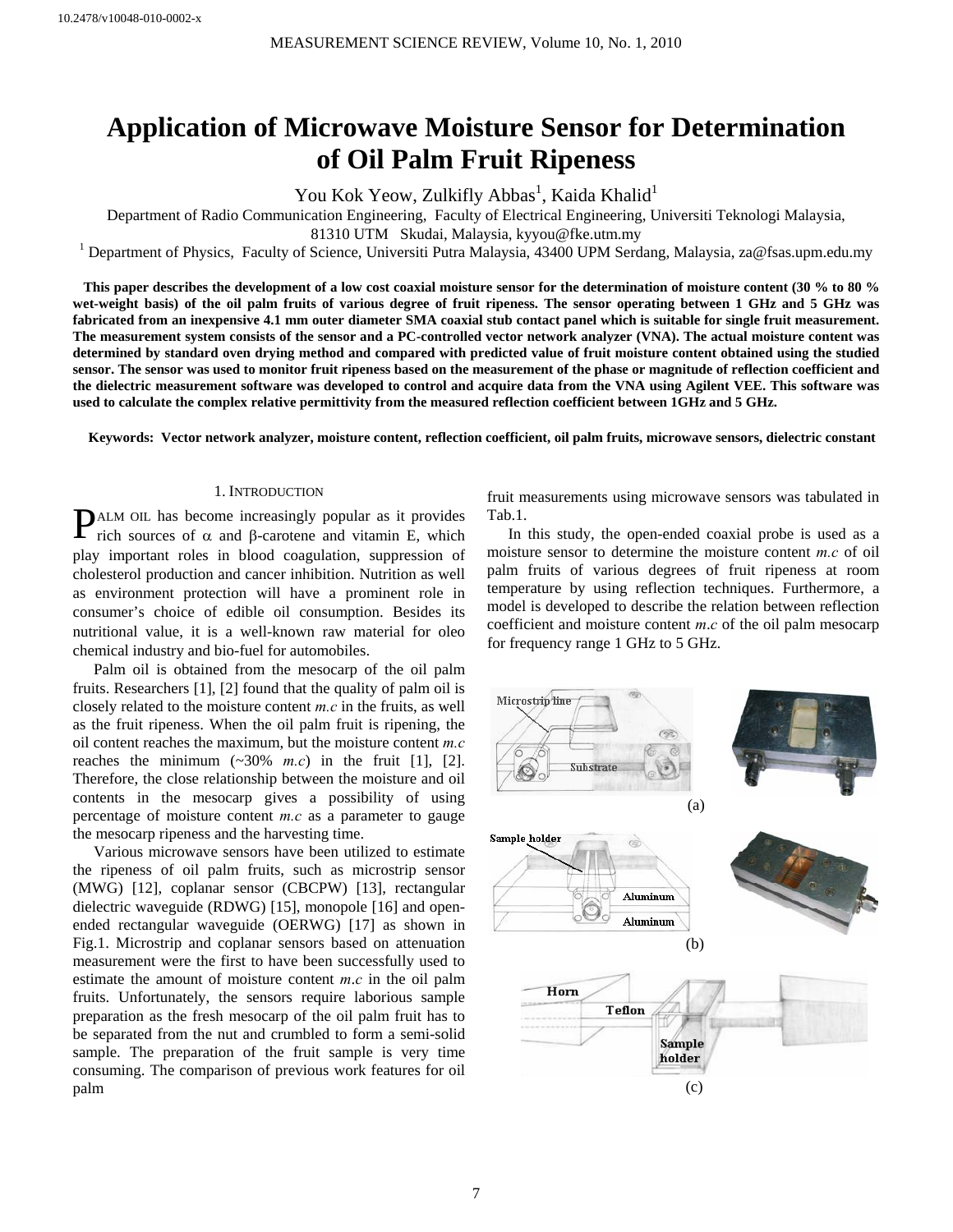# Application of Microwave Moisture Sensor for Determination of Oil Palm Fruit Ripeness

You Kok Yeow, Zulkifly Abbas[1], Kaida Khalid[1]

Department of Radio Communication Engineering, Faculty of Electrical Engineering, Universiti Teknologi Malaysia, 81310 UTM Skudai, Malaysia, kyyou@fke.utm.my

[1] Department of Physics, Faculty of Science, Universiti Putra Malaysia, 43400 UPM Serdang, Malaysia, za@fsas.upm.edu.my

**This paper describes the development of a low cost coaxial moisture sensor for the determination of moisture content (30 % to 80 % wet-weight basis) of the oil palm fruits of various degree of fruit ripeness. The sensor operating between 1 GHz and 5 GHz was fabricated from an inexpensive 4.1 mm outer diameter SMA coaxial stub contact panel which is suitable for single fruit measurement. The measurement system consists of the sensor and a PC-controlled vector network analyzer (VNA). The actual moisture content was determined by standard oven drying method and compared with predicted value of fruit moisture content obtained using the studied sensor. The sensor was used to monitor fruit ripeness based on the measurement of the phase or magnitude of reflection coefficient and the dielectric measurement software was developed to control and acquire data from the VNA using Agilent VEE. This software was used to calculate the complex relative permittivity from the measured reflection coefficient between 1GHz and 5 GHz.**

**Keywords: Vector network analyzer, moisture content, reflection coefficient, oil palm fruits, microwave sensors, dielectric constant**

## 1. Introduction

Palm oil has become increasingly popular as it provides rich sources of $\alpha$ and $\beta$-carotene and vitamin E, which play important roles in blood coagulation, suppression of cholesterol production and cancer inhibition. Nutrition as well as environment protection will have a prominent role in consumer's choice of edible oil consumption. Besides its nutritional value, it is a well-known raw material for oleo chemical industry and bio-fuel for automobiles.

Palm oil is obtained from the mesocarp of the oil palm fruits. Researchers [1], [2] found that the quality of palm oil is closely related to the moisture content *m.c* in the fruits, as well as the fruit ripeness. When the oil palm fruit is ripening, the oil content reaches the maximum, but the moisture content *m.c* reaches the minimum (~30% *m.c*) in the fruit [1], [2]. Therefore, the close relationship between the moisture and oil contents in the mesocarp gives a possibility of using percentage of moisture content *m.c* as a parameter to gauge the mesocarp ripeness and the harvesting time.

Various microwave sensors have been utilized to estimate the ripeness of oil palm fruits, such as microstrip sensor (MWG) [12], coplanar sensor (CBCPW) [13], rectangular dielectric waveguide (RDWG) [15], monopole [16] and open-ended rectangular waveguide (OERWG) [17] as shown in Fig.1. Microstrip and coplanar sensors based on attenuation measurement were the first to have been successfully used to estimate the amount of moisture content *m.c* in the oil palm fruits. Unfortunately, the sensors require laborious sample preparation as the fresh mesocarp of the oil palm fruit has to be separated from the nut and crumbled to form a semi-solid sample. The preparation of the fruit sample is very time consuming. The comparison of previous work features for oil palm fruit measurements using microwave sensors was tabulated in Tab.1.

In this study, the open-ended coaxial probe is used as a moisture sensor to determine the moisture content *m.c* of oil palm fruits of various degrees of fruit ripeness at room temperature by using reflection techniques. Furthermore, a model is developed to describe the relation between reflection coefficient and moisture content *m.c* of the oil palm mesocarp for frequency range 1 GHz to 5 GHz.

(a)

(b)

(c)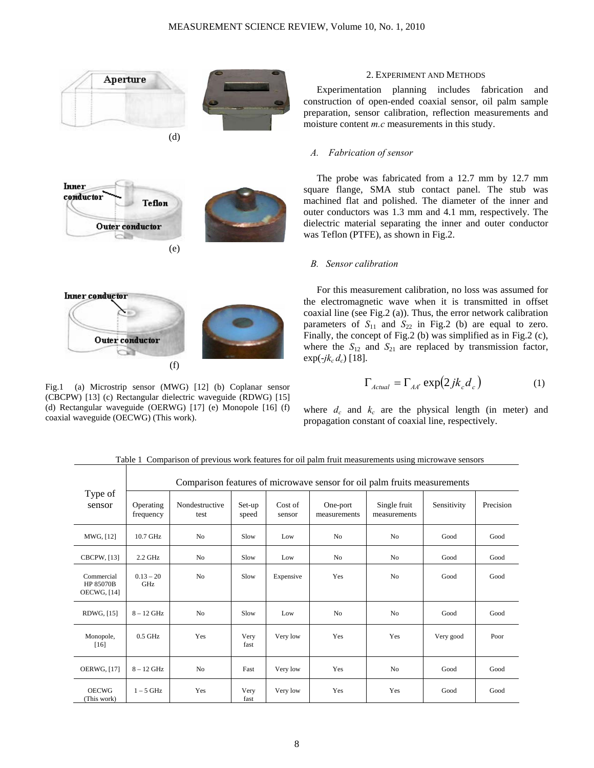(d)

(e)

(f)

Fig.1 (a) Microstrip sensor (MWG) [12] (b) Coplanar sensor (CBCPW) [13] (c) Rectangular dielectric waveguide (RDWG) [15] (d) Rectangular waveguide (OERWG) [17] (e) Monopole [16] (f) coaxial waveguide (OECWG) (This work).

## 2. Experiment and Methods

Experimentation planning includes fabrication and construction of open-ended coaxial sensor, oil palm sample preparation, sensor calibration, reflection measurements and moisture content *m.c* measurements in this study.

### A. Fabrication of sensor

The probe was fabricated from a 12.7 mm by 12.7 mm square flange, SMA stub contact panel. The stub was machined flat and polished. The diameter of the inner and outer conductors was 1.3 mm and 4.1 mm, respectively. The dielectric material separating the inner and outer conductor was Teflon (PTFE), as shown in Fig.2.

### B. Sensor calibration

For this measurement calibration, no loss was assumed for the electromagnetic wave when it is transmitted in offset coaxial line (see Fig.2 (a)). Thus, the error network calibration parameters of $S_{11}$ and $S_{22}$ in Fig.2 (b) are equal to zero. Finally, the concept of Fig.2 (b) was simplified as in Fig.2 (c), where the $S_{12}$ and $S_{21}$ are replaced by transmission factor, $\exp(-jk_c d_c)$ [18].

$$\Gamma_{Actual} = \Gamma_{AA'} \exp(2jk_c d_c) \tag{1}$$

where $d_c$ and $k_c$ are the physical length (in meter) and propagation constant of coaxial line, respectively.

Table 1 Comparison of previous work features for oil palm fruit measurements using microwave sensors

| Type of sensor | Comparison features of microwave sensor for oil palm fruits measurements | | | | | | | |
|---|---|---|---|---|---|---|---|---|
| | Operating frequency | Nondestructive test | Set-up speed | Cost of sensor | One-port measurements | Single fruit measurements | Sensitivity | Precision |
| MWG, [12] | 10.7 GHz | No | Slow | Low | No | No | Good | Good |
| CBCPW, [13] | 2.2 GHz | No | Slow | Low | No | No | Good | Good |
| Commercial HP 85070B OECWG, [14] | 0.13 – 20 GHz | No | Slow | Expensive | Yes | No | Good | Good |
| RDWG, [15] | 8 – 12 GHz | No | Slow | Low | No | No | Good | Good |
| Monopole, [16] | 0.5 GHz | Yes | Very fast | Very low | Yes | Yes | Very good | Poor |
| OERWG, [17] | 8 – 12 GHz | No | Fast | Very low | Yes | No | Good | Good |
| OECWG (This work) | 1 – 5 GHz | Yes | Very fast | Very low | Yes | Yes | Good | Good |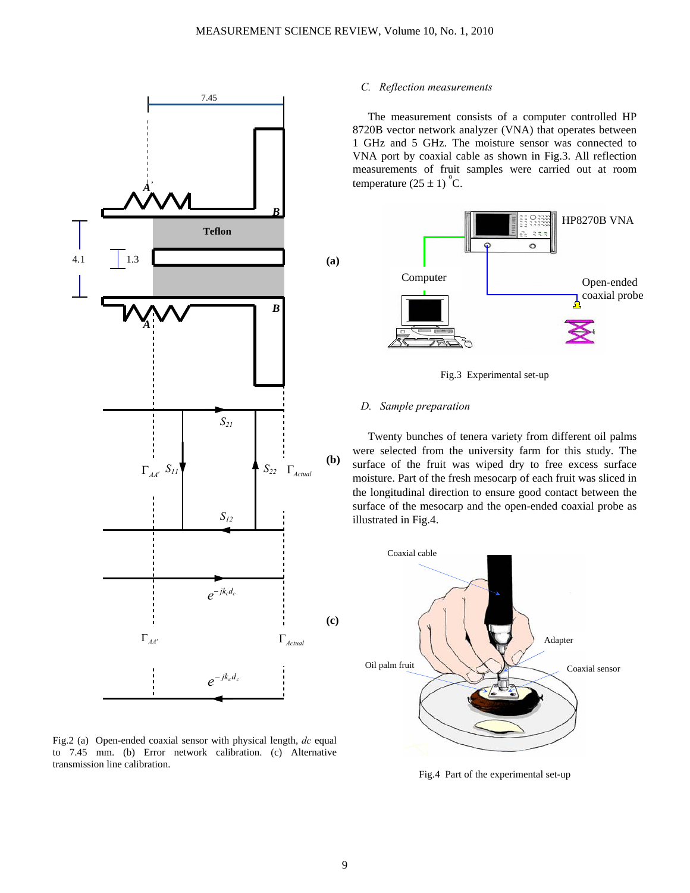Fig.2 (a) Open-ended coaxial sensor with physical length, *dc* equal to 7.45 mm. (b) Error network calibration. (c) Alternative transmission line calibration.

### C. Reflection measurements

The measurement consists of a computer controlled HP 8720B vector network analyzer (VNA) that operates between 1 GHz and 5 GHz. The moisture sensor was connected to VNA port by coaxial cable as shown in Fig.3. All reflection measurements of fruit samples were carried out at room temperature $(25 \pm 1)\ ^{o}$C.

Fig.3 Experimental set-up

### D. Sample preparation

Twenty bunches of tenera variety from different oil palms were selected from the university farm for this study. The surface of the fruit was wiped dry to free excess surface moisture. Part of the fresh mesocarp of each fruit was sliced in the longitudinal direction to ensure good contact between the surface of the mesocarp and the open-ended coaxial probe as illustrated in Fig.4.

Fig.4 Part of the experimental set-up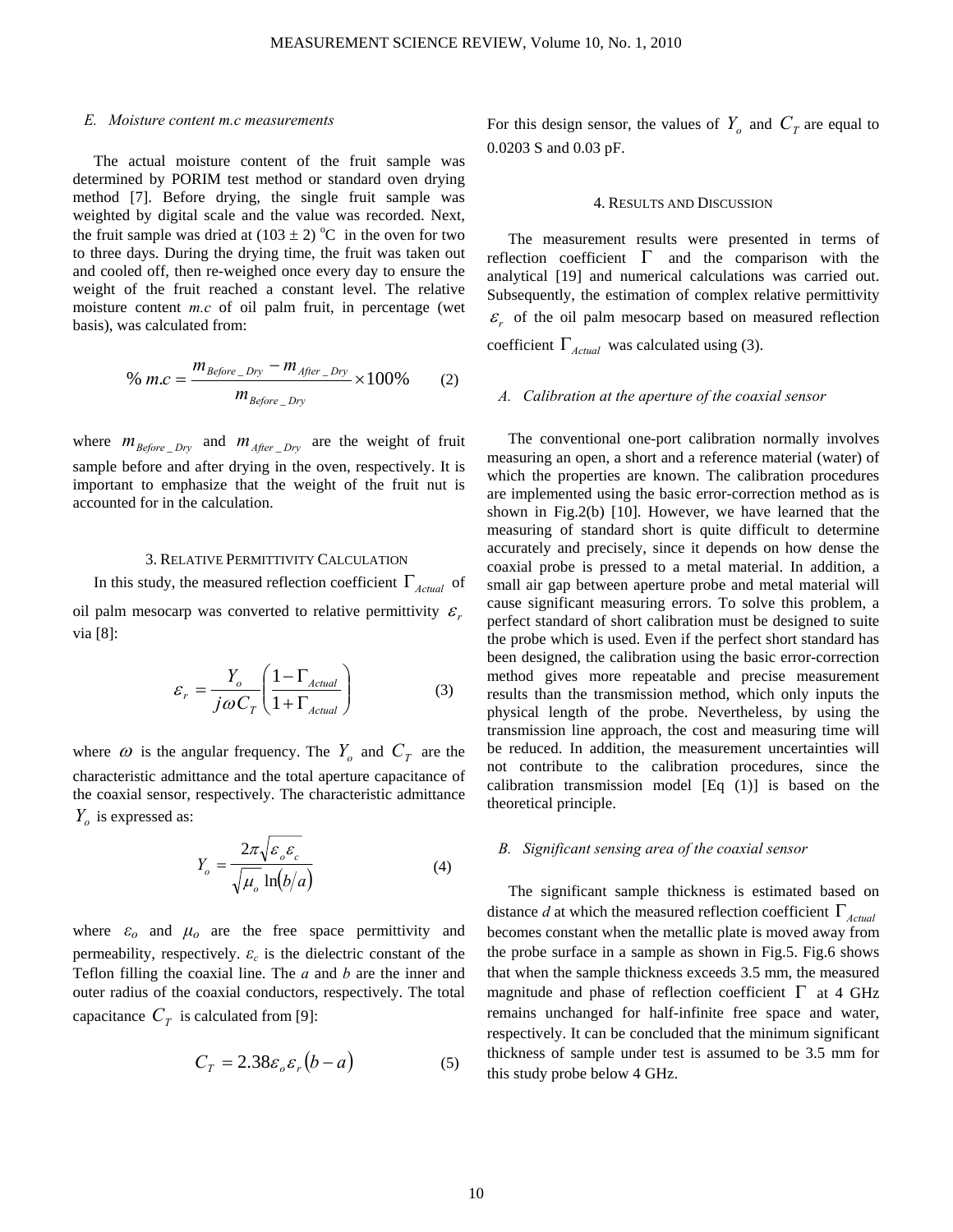### E. Moisture content m.c measurements

The actual moisture content of the fruit sample was determined by PORIM test method or standard oven drying method [7]. Before drying, the single fruit sample was weighted by digital scale and the value was recorded. Next, the fruit sample was dried at (103 ± 2) °C in the oven for two to three days. During the drying time, the fruit was taken out and cooled off, then re-weighed once every day to ensure the weight of the fruit reached a constant level. The relative moisture content *m.c* of oil palm fruit, in percentage (wet basis), was calculated from:

$$\% \, m.c = \frac{m_{Before\_Dry} - m_{After\_Dry}}{m_{Before\_Dry}} \times 100\% \qquad (2)$$

where $m_{Before\_Dry}$ and $m_{After\_Dry}$ are the weight of fruit sample before and after drying in the oven, respectively. It is important to emphasize that the weight of the fruit nut is accounted for in the calculation.

## 3. Relative Permittivity Calculation

In this study, the measured reflection coefficient $\Gamma_{Actual}$ of oil palm mesocarp was converted to relative permittivity $\varepsilon_r$ via [8]:

$$\varepsilon_r = \frac{Y_o}{j\omega C_T}\left(\frac{1-\Gamma_{Actual}}{1+\Gamma_{Actual}}\right) \qquad (3)$$

where $\omega$ is the angular frequency. The $Y_o$ and $C_T$ are the characteristic admittance and the total aperture capacitance of the coaxial sensor, respectively. The characteristic admittance $Y_o$ is expressed as:

$$Y_o = \frac{2\pi\sqrt{\varepsilon_o \varepsilon_c}}{\sqrt{\mu_o}\ln(b/a)} \qquad (4)$$

where $\varepsilon_o$ and $\mu_o$ are the free space permittivity and permeability, respectively. $\varepsilon_c$ is the dielectric constant of the Teflon filling the coaxial line. The $a$ and $b$ are the inner and outer radius of the coaxial conductors, respectively. The total capacitance $C_T$ is calculated from [9]:

$$C_T = 2.38\varepsilon_o \varepsilon_r (b-a) \qquad (5)$$

For this design sensor, the values of $Y_o$ and $C_T$ are equal to 0.0203 S and 0.03 pF.

## 4. Results and Discussion

The measurement results were presented in terms of reflection coefficient $\Gamma$ and the comparison with the analytical [19] and numerical calculations was carried out. Subsequently, the estimation of complex relative permittivity $\varepsilon_r$ of the oil palm mesocarp based on measured reflection coefficient $\Gamma_{Actual}$ was calculated using (3).

### A. Calibration at the aperture of the coaxial sensor

The conventional one-port calibration normally involves measuring an open, a short and a reference material (water) of which the properties are known. The calibration procedures are implemented using the basic error-correction method as is shown in Fig.2(b) [10]. However, we have learned that the measuring of standard short is quite difficult to determine accurately and precisely, since it depends on how dense the coaxial probe is pressed to a metal material. In addition, a small air gap between aperture probe and metal material will cause significant measuring errors. To solve this problem, a perfect standard of short calibration must be designed to suite the probe which is used. Even if the perfect short standard has been designed, the calibration using the basic error-correction method gives more repeatable and precise measurement results than the transmission method, which only inputs the physical length of the probe. Nevertheless, by using the transmission line approach, the cost and measuring time will be reduced. In addition, the measurement uncertainties will not contribute to the calibration procedures, since the calibration transmission model [Eq (1)] is based on the theoretical principle.

### B. Significant sensing area of the coaxial sensor

The significant sample thickness is estimated based on distance *d* at which the measured reflection coefficient $\Gamma_{Actual}$ becomes constant when the metallic plate is moved away from the probe surface in a sample as shown in Fig.5. Fig.6 shows that when the sample thickness exceeds 3.5 mm, the measured magnitude and phase of reflection coefficient $\Gamma$ at 4 GHz remains unchanged for half-infinite free space and water, respectively. It can be concluded that the minimum significant thickness of sample under test is assumed to be 3.5 mm for this study probe below 4 GHz.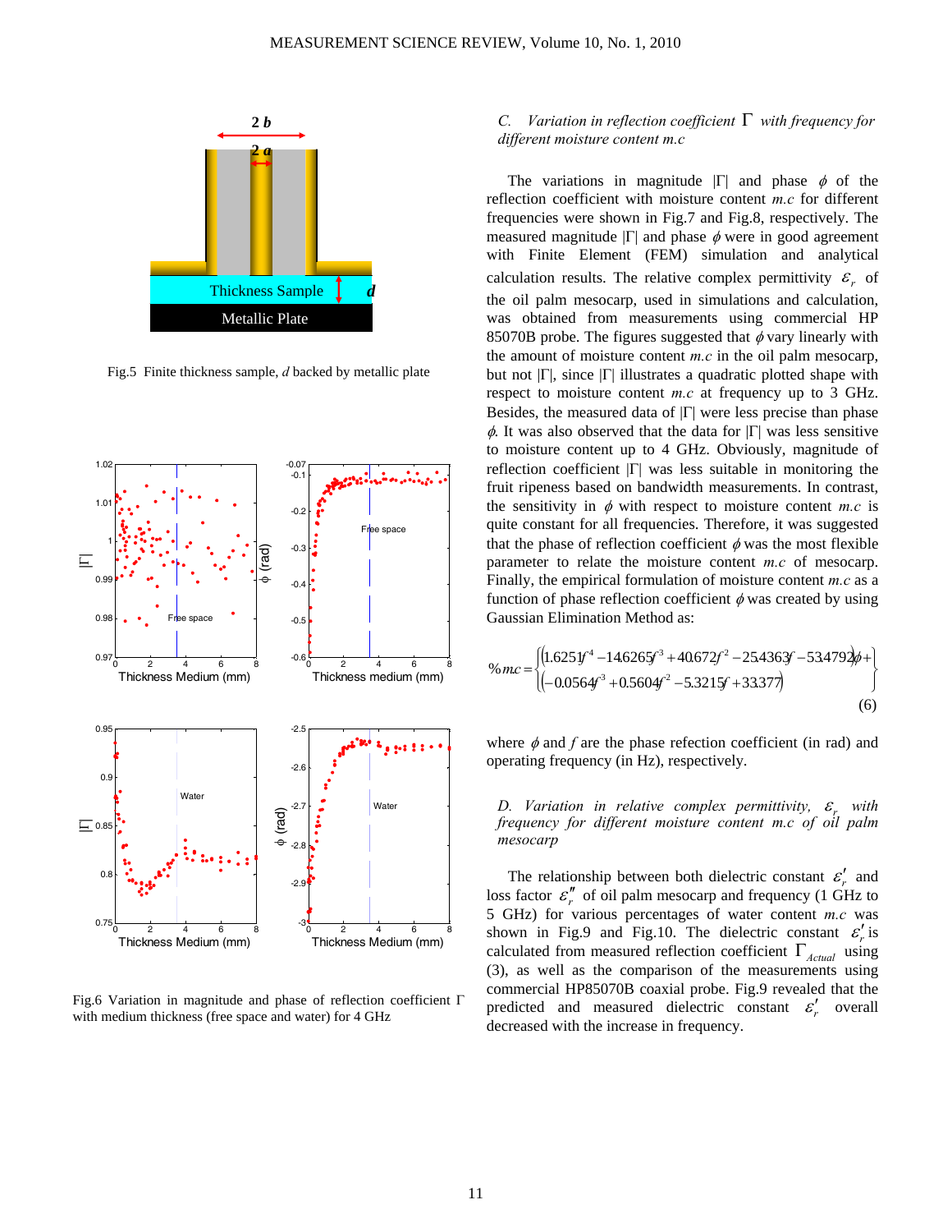Fig.5 Finite thickness sample, $d$ backed by metallic plate

Fig.6 Variation in magnitude and phase of reflection coefficient $\Gamma$ with medium thickness (free space and water) for 4 GHz

*C. Variation in reflection coefficient $\Gamma$ with frequency for different moisture content m.c*

The variations in magnitude $|\Gamma|$ and phase $\phi$ of the reflection coefficient with moisture content $m.c$ for different frequencies were shown in Fig.7 and Fig.8, respectively. The measured magnitude $|\Gamma|$ and phase $\phi$ were in good agreement with Finite Element (FEM) simulation and analytical calculation results. The relative complex permittivity $\varepsilon_r$ of the oil palm mesocarp, used in simulations and calculation, was obtained from measurements using commercial HP 85070B probe. The figures suggested that $\phi$ vary linearly with the amount of moisture content $m.c$ in the oil palm mesocarp, but not $|\Gamma|$, since $|\Gamma|$ illustrates a quadratic plotted shape with respect to moisture content $m.c$ at frequency up to 3 GHz. Besides, the measured data of $|\Gamma|$ were less precise than phase $\phi$. It was also observed that the data for $|\Gamma|$ was less sensitive to moisture content up to 4 GHz. Obviously, magnitude of reflection coefficient $|\Gamma|$ was less suitable in monitoring the fruit ripeness based on bandwidth measurements. In contrast, the sensitivity in $\phi$ with respect to moisture content $m.c$ is quite constant for all frequencies. Therefore, it was suggested that the phase of reflection coefficient $\phi$ was the most flexible parameter to relate the moisture content $m.c$ of mesocarp. Finally, the empirical formulation of moisture content $m.c$ as a function of phase reflection coefficient $\phi$ was created by using Gaussian Elimination Method as:

$$\%m.c = \begin{Bmatrix} \left(1.6251f^4 - 14.6265f^3 + 40.672f^2 - 25.4363f - 53.4792\right)\phi + \\ \left(-0.0564f^3 + 0.5604f^2 - 5.3215f + 33.377\right) \end{Bmatrix} \tag{6}$$

where $\phi$ and $f$ are the phase refection coefficient (in rad) and operating frequency (in Hz), respectively.

*D. Variation in relative complex permittivity, $\varepsilon_r$ with frequency for different moisture content m.c of oil palm mesocarp*

The relationship between both dielectric constant $\varepsilon_r'$ and loss factor $\varepsilon_r''$ of oil palm mesocarp and frequency (1 GHz to 5 GHz) for various percentages of water content $m.c$ was shown in Fig.9 and Fig.10. The dielectric constant $\varepsilon_r'$ is calculated from measured reflection coefficient $\Gamma_{Actual}$ using (3), as well as the comparison of the measurements using commercial HP85070B coaxial probe. Fig.9 revealed that the predicted and measured dielectric constant $\varepsilon_r'$ overall decreased with the increase in frequency.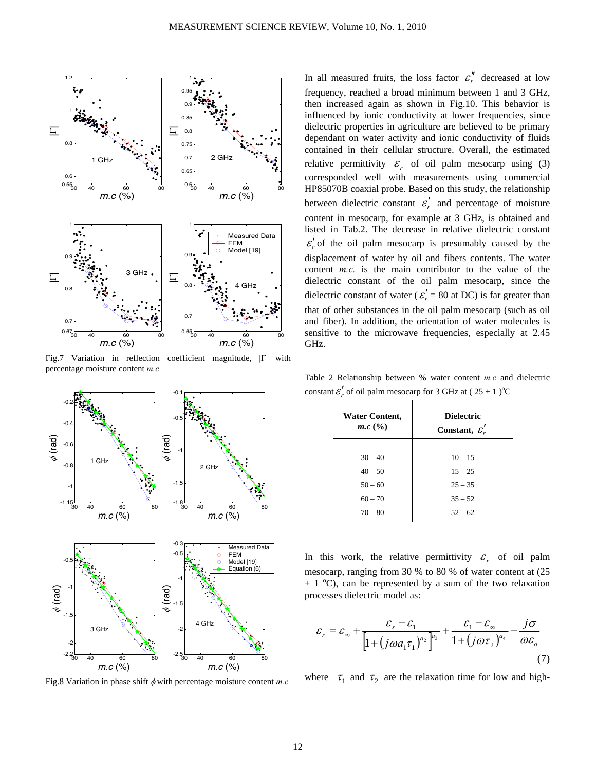Fig.7 Variation in reflection coefficient magnitude, $|\Gamma|$ with percentage moisture content $m.c$

Fig.8 Variation in phase shift $\phi$ with percentage moisture content $m.c$

In all measured fruits, the loss factor $\varepsilon_r''$ decreased at low frequency, reached a broad minimum between 1 and 3 GHz, then increased again as shown in Fig.10. This behavior is influenced by ionic conductivity at lower frequencies, since dielectric properties in agriculture are believed to be primary dependant on water activity and ionic conductivity of fluids contained in their cellular structure. Overall, the estimated relative permittivity $\varepsilon_r$ of oil palm mesocarp using (3) corresponded well with measurements using commercial HP85070B coaxial probe. Based on this study, the relationship between dielectric constant $\varepsilon_r'$ and percentage of moisture content in mesocarp, for example at 3 GHz, is obtained and listed in Tab.2. The decrease in relative dielectric constant $\varepsilon_r'$ of the oil palm mesocarp is presumably caused by the displacement of water by oil and fibers contents. The water content *m.c.* is the main contributor to the value of the dielectric constant of the oil palm mesocarp, since the dielectric constant of water ($\varepsilon_r'$ = 80 at DC) is far greater than that of other substances in the oil palm mesocarp (such as oil and fiber). In addition, the orientation of water molecules is sensitive to the microwave frequencies, especially at 2.45 GHz.

Table 2 Relationship between % water content *m.c* and dielectric constant $\varepsilon_r'$ of oil palm mesocarp for 3 GHz at ( 25 ± 1 )°C

| Water Content, *m.c* (%) | Dielectric Constant, $\varepsilon_r'$ |
|---|---|
| 30 – 40 | 10 – 15 |
| 40 – 50 | 15 – 25 |
| 50 – 60 | 25 – 35 |
| 60 – 70 | 35 – 52 |
| 70 – 80 | 52 – 62 |

In this work, the relative permittivity $\varepsilon_r$ of oil palm mesocarp, ranging from 30 % to 80 % of water content at (25 ± 1 °C), can be represented by a sum of the two relaxation processes dielectric model as:

$$\varepsilon_r = \varepsilon_\infty + \frac{\varepsilon_s - \varepsilon_1}{\left[1 + \left(j\omega a_1 \tau_1\right)^{a_2}\right]^{a_3}} + \frac{\varepsilon_1 - \varepsilon_\infty}{1 + \left(j\omega\tau_2\right)^{a_4}} - \frac{j\sigma}{\omega\varepsilon_o} \tag{7}$$

where $\tau_1$ and $\tau_2$ are the relaxation time for low and high-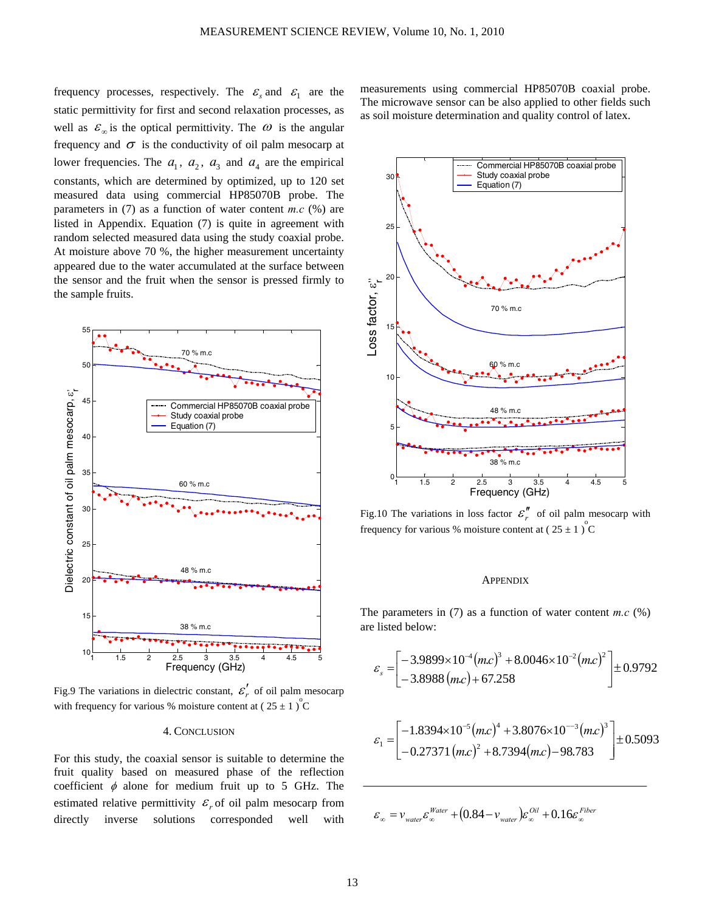frequency processes, respectively. The $\varepsilon_s$ and $\varepsilon_1$ are the static permittivity for first and second relaxation processes, as well as $\varepsilon_\infty$ is the optical permittivity. The $\omega$ is the angular frequency and $\sigma$ is the conductivity of oil palm mesocarp at lower frequencies. The $a_1$, $a_2$, $a_3$ and $a_4$ are the empirical constants, which are determined by optimized, up to 120 set measured data using commercial HP85070B probe. The parameters in (7) as a function of water content *m.c* (%) are listed in Appendix. Equation (7) is quite in agreement with random selected measured data using the study coaxial probe. At moisture above 70 %, the higher measurement uncertainty appeared due to the water accumulated at the surface between the sensor and the fruit when the sensor is pressed firmly to the sample fruits.

Fig.9 The variations in dielectric constant, $\varepsilon_r'$ of oil palm mesocarp with frequency for various % moisture content at ( $25 \pm 1$ ) $^{\circ}$C

## 4. Conclusion

For this study, the coaxial sensor is suitable to determine the fruit quality based on measured phase of the reflection coefficient $\phi$ alone for medium fruit up to 5 GHz. The estimated relative permittivity $\varepsilon_r$ of oil palm mesocarp from directly inverse solutions corresponded well with measurements using commercial HP85070B coaxial probe. The microwave sensor can be also applied to other fields such as soil moisture determination and quality control of latex.

Fig.10 The variations in loss factor $\varepsilon_r''$ of oil palm mesocarp with frequency for various % moisture content at ( $25 \pm 1$ ) $^{\circ}$C

## Appendix

The parameters in (7) as a function of water content *m.c* (%) are listed below:

$$\varepsilon_s = \begin{bmatrix} -3.9899\times10^{-4}(m.c)^3 + 8.0046\times10^{-2}(m.c)^2 \\ -3.8988\,(m.c) + 67.258 \end{bmatrix} \pm 0.9792$$

$$\varepsilon_1 = \begin{bmatrix} -1.8394\times10^{-5}(m.c)^4 + 3.8076\times10^{-3}(m.c)^3 \\ -0.27371\,(m.c)^2 + 8.7394(m.c) - 98.783 \end{bmatrix} \pm 0.5093$$

$$\varepsilon_\infty = v_{water}\varepsilon_\infty^{Water} + (0.84 - v_{water})\varepsilon_\infty^{Oil} + 0.16\varepsilon_\infty^{Fiber}$$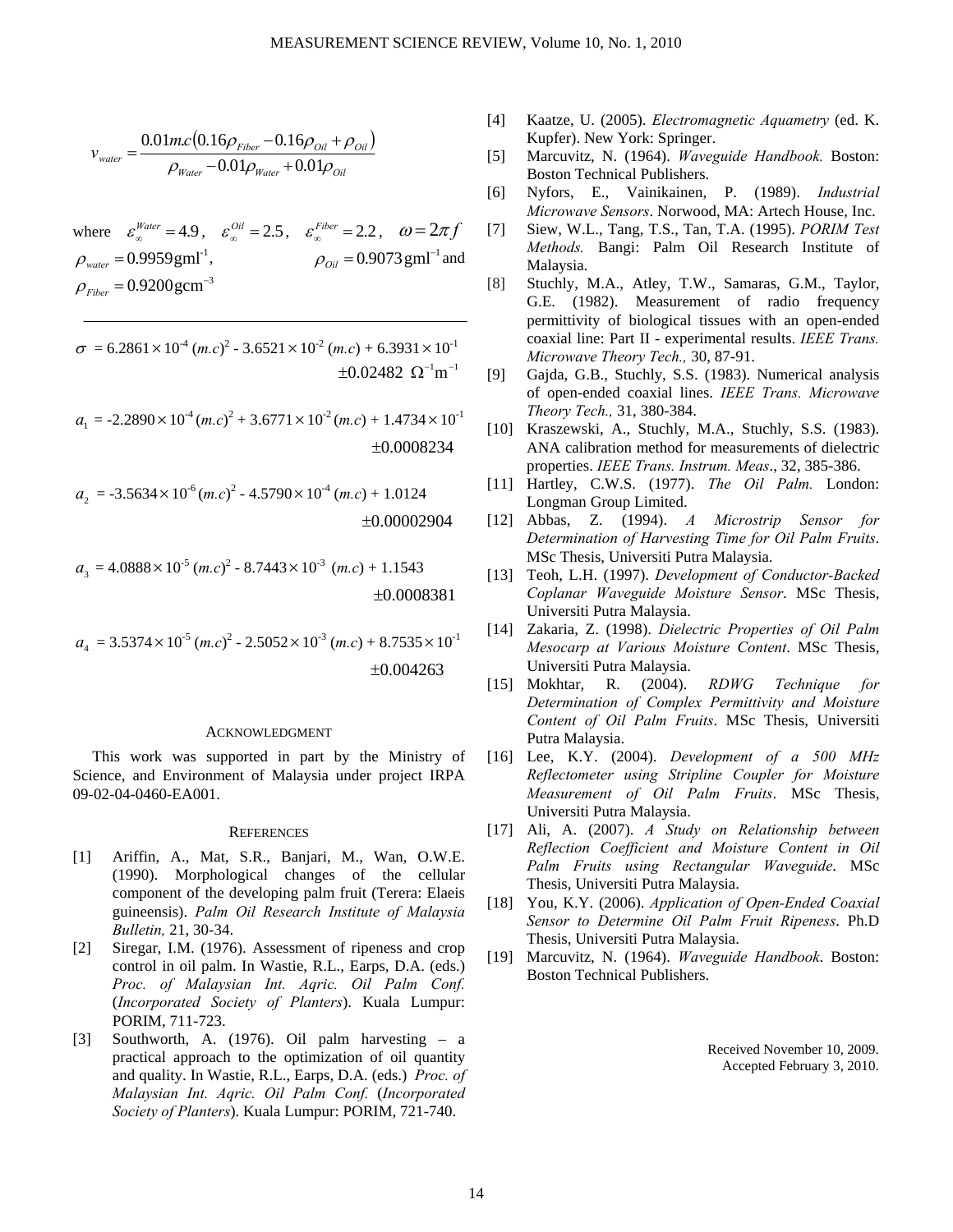$$v_{water} = \frac{0.01 m.c (0.16\rho_{Fiber} - 0.16\rho_{Oil} + \rho_{Oil})}{\rho_{Water} - 0.01\rho_{Water} + 0.01\rho_{Oil}}$$

where $\varepsilon_{\infty}^{Water} = 4.9$, $\varepsilon_{\infty}^{Oil} = 2.5$, $\varepsilon_{\infty}^{Fiber} = 2.2$, $\omega = 2\pi f$
$\rho_{water} = 0.9959\,\text{gml}^{-1}$, $\rho_{Oil} = 0.9073\,\text{gml}^{-1}$ and
$\rho_{Fiber} = 0.9200\,\text{gcm}^{-3}$

---

$$\sigma = 6.2861\times10^{-4}\,(m.c)^2 - 3.6521\times10^{-2}\,(m.c) + 6.3931\times10^{-1} \pm 0.02482\ \Omega^{-1}\text{m}^{-1}$$

$$a_1 = -2.2890\times10^{-4}\,(m.c)^2 + 3.6771\times10^{-2}\,(m.c) + 1.4734\times10^{-1} \pm 0.0008234$$

$$a_2 = -3.5634\times10^{-6}\,(m.c)^2 - 4.5790\times10^{-4}\,(m.c) + 1.0124 \pm 0.00002904$$

$$a_3 = 4.0888\times10^{-5}\,(m.c)^2 - 8.7443\times10^{-3}\,(m.c) + 1.1543 \pm 0.0008381$$

$$a_4 = 3.5374\times10^{-5}\,(m.c)^2 - 2.5052\times10^{-3}\,(m.c) + 8.7535\times10^{-1} \pm 0.004263$$

## Acknowledgment

This work was supported in part by the Ministry of Science, and Environment of Malaysia under project IRPA 09-02-04-0460-EA001.

## References

[1] Ariffin, A., Mat, S.R., Banjari, M., Wan, O.W.E. (1990). Morphological changes of the cellular component of the developing palm fruit (Terera: Elaeis guineensis). *Palm Oil Research Institute of Malaysia Bulletin,* 21, 30-34.

[2] Siregar, I.M. (1976). Assessment of ripeness and crop control in oil palm. In Wastie, R.L., Earps, D.A. (eds.) *Proc. of Malaysian Int. Aqric. Oil Palm Conf.* (*Incorporated Society of Planters*). Kuala Lumpur: PORIM, 711-723.

[3] Southworth, A. (1976). Oil palm harvesting – a practical approach to the optimization of oil quantity and quality. In Wastie, R.L., Earps, D.A. (eds.) *Proc. of Malaysian Int. Aqric. Oil Palm Conf.* (*Incorporated Society of Planters*). Kuala Lumpur: PORIM, 721-740.

[4] Kaatze, U. (2005). *Electromagnetic Aquametry* (ed. K. Kupfer). New York: Springer.

[5] Marcuvitz, N. (1964). *Waveguide Handbook.* Boston: Boston Technical Publishers.

[6] Nyfors, E., Vainikainen, P. (1989). *Industrial Microwave Sensors*. Norwood, MA: Artech House, Inc.

[7] Siew, W.L., Tang, T.S., Tan, T.A. (1995). *PORIM Test Methods.* Bangi: Palm Oil Research Institute of Malaysia.

[8] Stuchly, M.A., Atley, T.W., Samaras, G.M., Taylor, G.E. (1982). Measurement of radio frequency permittivity of biological tissues with an open-ended coaxial line: Part II - experimental results. *IEEE Trans. Microwave Theory Tech.,* 30, 87-91.

[9] Gajda, G.B., Stuchly, S.S. (1983). Numerical analysis of open-ended coaxial lines. *IEEE Trans. Microwave Theory Tech.,* 31, 380-384.

[10] Kraszewski, A., Stuchly, M.A., Stuchly, S.S. (1983). ANA calibration method for measurements of dielectric properties. *IEEE Trans. Instrum. Meas*., 32, 385-386.

[11] Hartley, C.W.S. (1977). *The Oil Palm.* London: Longman Group Limited.

[12] Abbas, Z. (1994). *A Microstrip Sensor for Determination of Harvesting Time for Oil Palm Fruits*. MSc Thesis, Universiti Putra Malaysia.

[13] Teoh, L.H. (1997). *Development of Conductor-Backed Coplanar Waveguide Moisture Sensor*. MSc Thesis, Universiti Putra Malaysia.

[14] Zakaria, Z. (1998). *Dielectric Properties of Oil Palm Mesocarp at Various Moisture Content*. MSc Thesis, Universiti Putra Malaysia.

[15] Mokhtar, R. (2004). *RDWG Technique for Determination of Complex Permittivity and Moisture Content of Oil Palm Fruits*. MSc Thesis, Universiti Putra Malaysia.

[16] Lee, K.Y. (2004). *Development of a 500 MHz Reflectometer using Stripline Coupler for Moisture Measurement of Oil Palm Fruits*. MSc Thesis, Universiti Putra Malaysia.

[17] Ali, A. (2007). *A Study on Relationship between Reflection Coefficient and Moisture Content in Oil Palm Fruits using Rectangular Waveguide*. MSc Thesis, Universiti Putra Malaysia.

[18] You, K.Y. (2006). *Application of Open-Ended Coaxial Sensor to Determine Oil Palm Fruit Ripeness*. Ph.D Thesis, Universiti Putra Malaysia.

[19] Marcuvitz, N. (1964). *Waveguide Handbook*. Boston: Boston Technical Publishers.

Received November 10, 2009.
Accepted February 3, 2010.